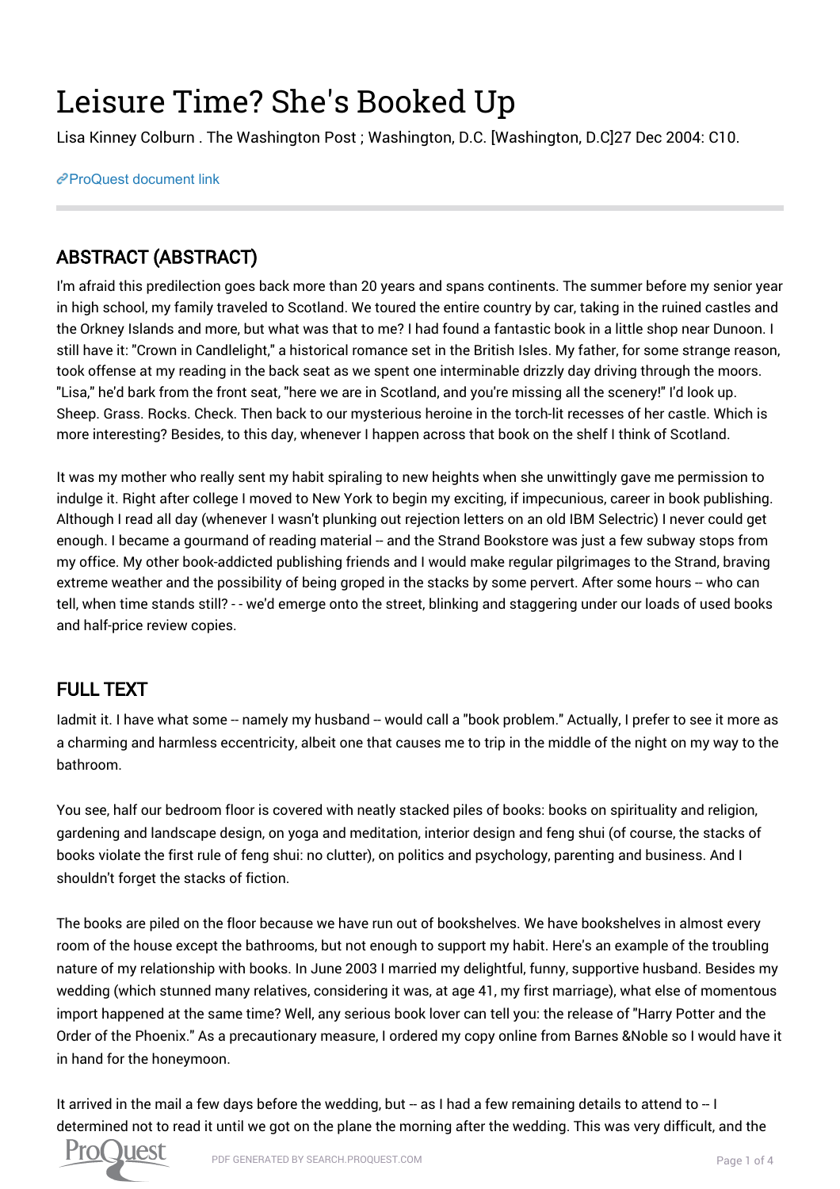# Leisure Time? She's Booked Up

Lisa Kinney Colburn . The Washington Post ; Washington, D.C. [Washington, D.C]27 Dec 2004: C10.

ProQuest document link

## ABSTRACT (ABSTRACT)

I'm afraid this predilection goes back more than 20 years and spans continents. The summer before my senior year in high school, my family traveled to Scotland. We toured the entire country by car, taking in the ruined castles and the Orkney Islands and more, but what was that to me? I had found a fantastic book in a little shop near Dunoon. I still have it: "Crown in Candlelight," a historical romance set in the British Isles. My father, for some strange reason, took offense at my reading in the back seat as we spent one interminable drizzly day driving through the moors. "Lisa," he'd bark from the front seat, "here we are in Scotland, and you're missing all the scenery!" I'd look up. Sheep. Grass. Rocks. Check. Then back to our mysterious heroine in the torch-lit recesses of her castle. Which is more interesting? Besides, to this day, whenever I happen across that book on the shelf I think of Scotland.

It was my mother who really sent my habit spiraling to new heights when she unwittingly gave me permission to indulge it. Right after college I moved to New York to begin my exciting, if impecunious, career in book publishing. Although I read all day (whenever I wasn't plunking out rejection letters on an old IBM Selectric) I never could get enough. I became a gourmand of reading material -- and the Strand Bookstore was just a few subway stops from my office. My other book-addicted publishing friends and I would make regular pilgrimages to the Strand, braving extreme weather and the possibility of being groped in the stacks by some pervert. After some hours -- who can tell, when time stands still? - - we'd emerge onto the street, blinking and staggering under our loads of used books and half-price review copies.

## FULL TEXT

Iadmit it. I have what some -- namely my husband -- would call a "book problem." Actually, I prefer to see it more as a charming and harmless eccentricity, albeit one that causes me to trip in the middle of the night on my way to the bathroom.

You see, half our bedroom floor is covered with neatly stacked piles of books: books on spirituality and religion, gardening and landscape design, on yoga and meditation, interior design and feng shui (of course, the stacks of books violate the first rule of feng shui: no clutter), on politics and psychology, parenting and business. And I shouldn't forget the stacks of fiction.

The books are piled on the floor because we have run out of bookshelves. We have bookshelves in almost every room of the house except the bathrooms, but not enough to support my habit. Here's an example of the troubling nature of my relationship with books. In June 2003 I married my delightful, funny, supportive husband. Besides my wedding (which stunned many relatives, considering it was, at age 41, my first marriage), what else of momentous import happened at the same time? Well, any serious book lover can tell you: the release of "Harry Potter and the Order of the Phoenix." As a precautionary measure, I ordered my copy online from Barnes &Noble so I would have it in hand for the honeymoon.

It arrived in the mail a few days before the wedding, but -- as I had a few remaining details to attend to -- I determined not to read it until we got on the plane the morning after the wedding. This was very difficult, and the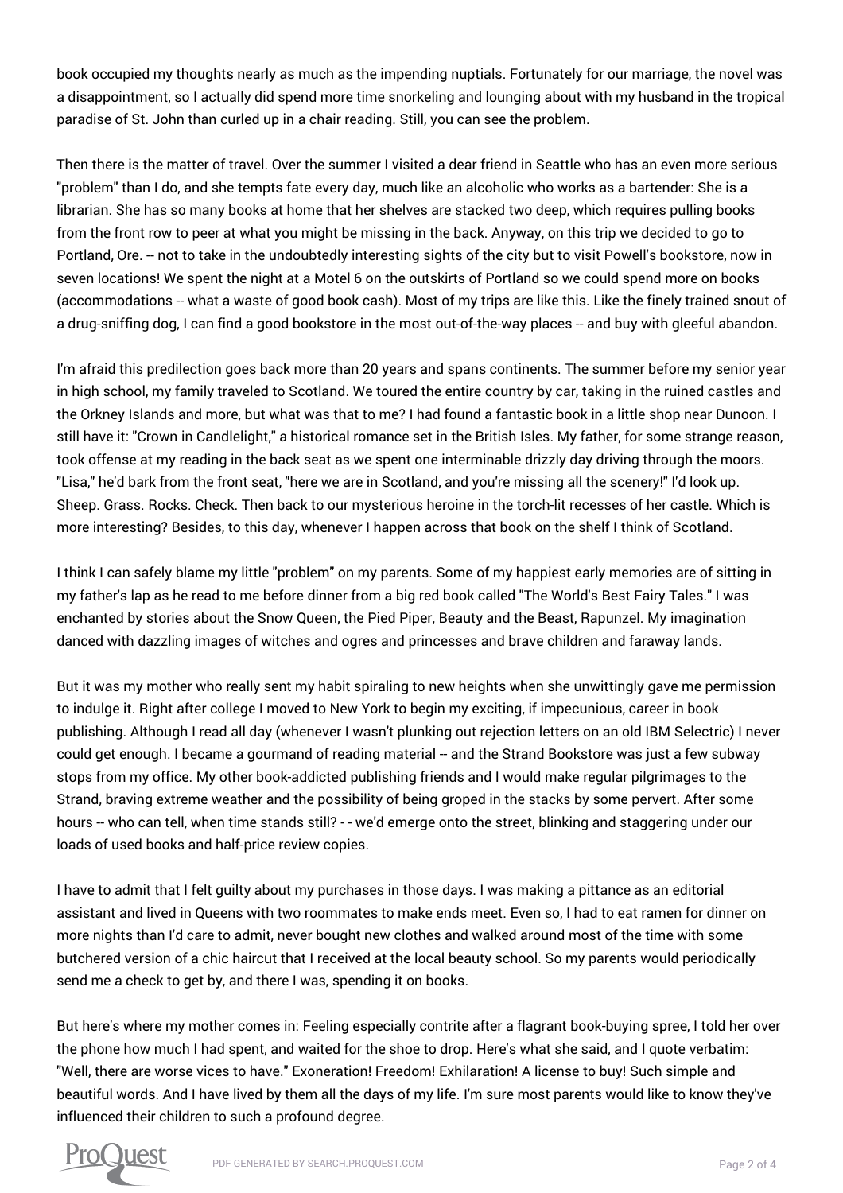book occupied my thoughts nearly as much as the impending nuptials. Fortunately for our marriage, the novel was a disappointment, so I actually did spend more time snorkeling and lounging about with my husband in the tropical paradise of St. John than curled up in a chair reading. Still, you can see the problem.

Then there is the matter of travel. Over the summer I visited a dear friend in Seattle who has an even more serious "problem" than I do, and she tempts fate every day, much like an alcoholic who works as a bartender: She is a librarian. She has so many books at home that her shelves are stacked two deep, which requires pulling books from the front row to peer at what you might be missing in the back. Anyway, on this trip we decided to go to Portland, Ore. -- not to take in the undoubtedly interesting sights of the city but to visit Powell's bookstore, now in seven locations! We spent the night at a Motel 6 on the outskirts of Portland so we could spend more on books (accommodations -- what a waste of good book cash). Most of my trips are like this. Like the finely trained snout of a drug-sniffing dog, I can find a good bookstore in the most out-of-the-way places -- and buy with gleeful abandon.

I'm afraid this predilection goes back more than 20 years and spans continents. The summer before my senior year in high school, my family traveled to Scotland. We toured the entire country by car, taking in the ruined castles and the Orkney Islands and more, but what was that to me? I had found a fantastic book in a little shop near Dunoon. I still have it: "Crown in Candlelight," a historical romance set in the British Isles. My father, for some strange reason, took offense at my reading in the back seat as we spent one interminable drizzly day driving through the moors. "Lisa," he'd bark from the front seat, "here we are in Scotland, and you're missing all the scenery!" I'd look up. Sheep. Grass. Rocks. Check. Then back to our mysterious heroine in the torch-lit recesses of her castle. Which is more interesting? Besides, to this day, whenever I happen across that book on the shelf I think of Scotland.

I think I can safely blame my little "problem" on my parents. Some of my happiest early memories are of sitting in my father's lap as he read to me before dinner from a big red book called "The World's Best Fairy Tales." I was enchanted by stories about the Snow Queen, the Pied Piper, Beauty and the Beast, Rapunzel. My imagination danced with dazzling images of witches and ogres and princesses and brave children and faraway lands.

But it was my mother who really sent my habit spiraling to new heights when she unwittingly gave me permission to indulge it. Right after college I moved to New York to begin my exciting, if impecunious, career in book publishing. Although I read all day (whenever I wasn't plunking out rejection letters on an old IBM Selectric) I never could get enough. I became a gourmand of reading material -- and the Strand Bookstore was just a few subway stops from my office. My other book-addicted publishing friends and I would make regular pilgrimages to the Strand, braving extreme weather and the possibility of being groped in the stacks by some pervert. After some hours -- who can tell, when time stands still? - - we'd emerge onto the street, blinking and staggering under our loads of used books and half-price review copies.

I have to admit that I felt guilty about my purchases in those days. I was making a pittance as an editorial assistant and lived in Queens with two roommates to make ends meet. Even so, I had to eat ramen for dinner on more nights than I'd care to admit, never bought new clothes and walked around most of the time with some butchered version of a chic haircut that I received at the local beauty school. So my parents would periodically send me a check to get by, and there I was, spending it on books.

But here's where my mother comes in: Feeling especially contrite after a flagrant book-buying spree, I told her over the phone how much I had spent, and waited for the shoe to drop. Here's what she said, and I quote verbatim: "Well, there are worse vices to have." Exoneration! Freedom! Exhilaration! A license to buy! Such simple and beautiful words. And I have lived by them all the days of my life. I'm sure most parents would like to know they've influenced their children to such a profound degree.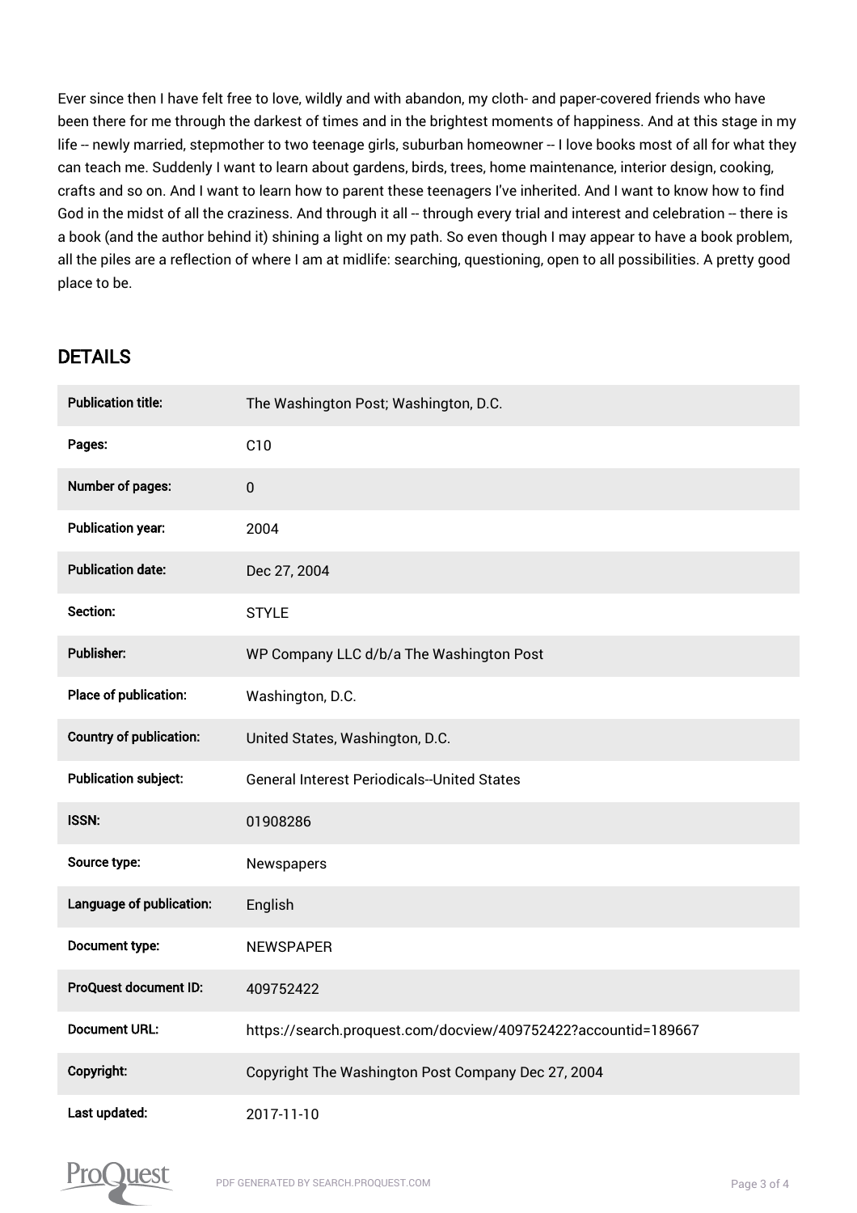Ever since then I have felt free to love, wildly and with abandon, my cloth- and paper-covered friends who have been there for me through the darkest of times and in the brightest moments of happiness. And at this stage in my life -- newly married, stepmother to two teenage girls, suburban homeowner -- I love books most of all for what they can teach me. Suddenly I want to learn about gardens, birds, trees, home maintenance, interior design, cooking, crafts and so on. And I want to learn how to parent these teenagers I've inherited. And I want to know how to find God in the midst of all the craziness. And through it all -- through every trial and interest and celebration -- there is a book (and the author behind it) shining a light on my path. So even though I may appear to have a book problem, all the piles are a reflection of where I am at midlife: searching, questioning, open to all possibilities. A pretty good place to be.

## DETAILS

| | |
|---|---|
| **Publication title:** | The Washington Post; Washington, D.C. |
| **Pages:** | C10 |
| **Number of pages:** | 0 |
| **Publication year:** | 2004 |
| **Publication date:** | Dec 27, 2004 |
| **Section:** | STYLE |
| **Publisher:** | WP Company LLC d/b/a The Washington Post |
| **Place of publication:** | Washington, D.C. |
| **Country of publication:** | United States, Washington, D.C. |
| **Publication subject:** | General Interest Periodicals--United States |
| **ISSN:** | 01908286 |
| **Source type:** | Newspapers |
| **Language of publication:** | English |
| **Document type:** | NEWSPAPER |
| **ProQuest document ID:** | 409752422 |
| **Document URL:** | https://search.proquest.com/docview/409752422?accountid=189667 |
| **Copyright:** | Copyright The Washington Post Company Dec 27, 2004 |
| **Last updated:** | 2017-11-10 |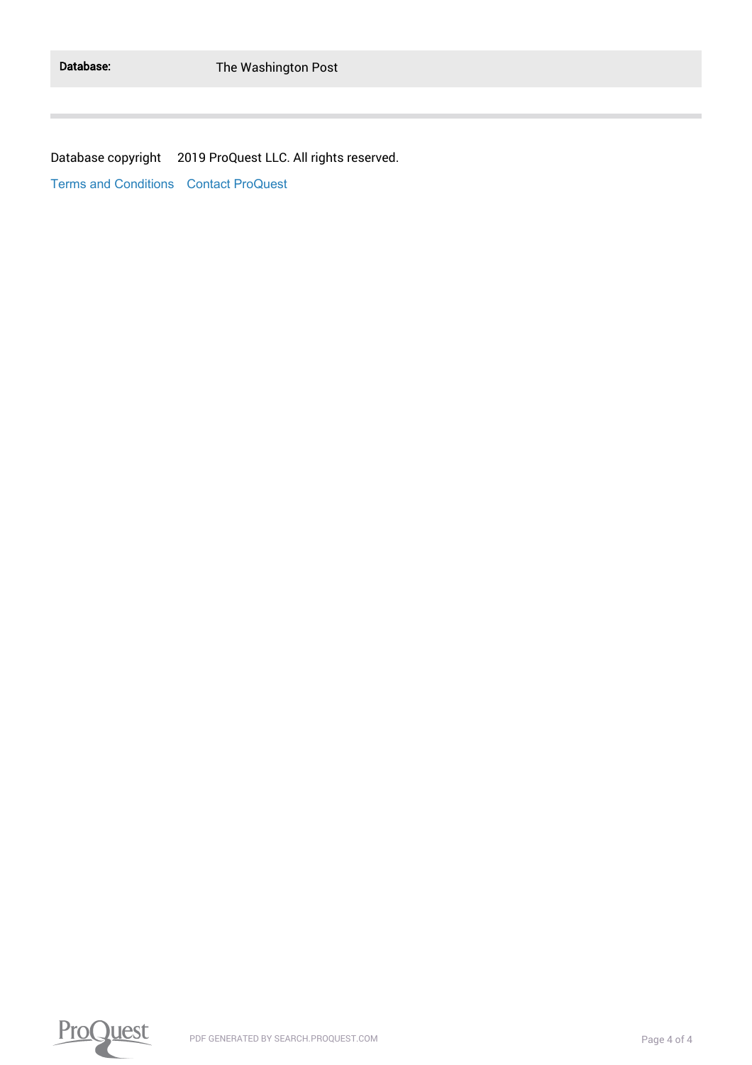| | |
|---|---|
| **Database:** | The Washington Post |

Database copyright 2019 ProQuest LLC. All rights reserved.

Terms and Conditions Contact ProQuest